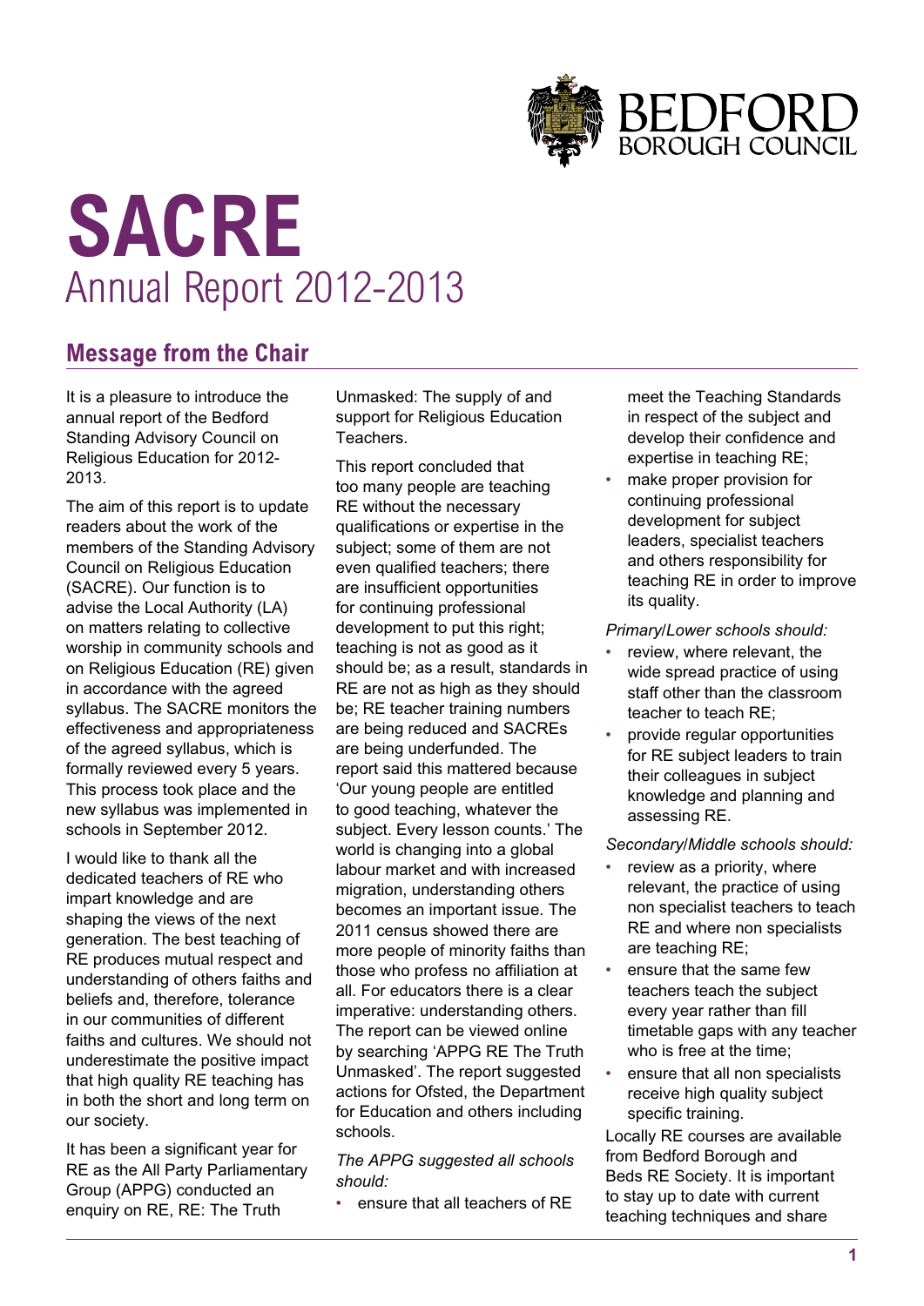# SACRE

## Annual Report 2012-2013

## Message from the Chair

It is a pleasure to introduce the annual report of the Bedford Standing Advisory Council on Religious Education for 2012-2013.

The aim of this report is to update readers about the work of the members of the Standing Advisory Council on Religious Education (SACRE). Our function is to advise the Local Authority (LA) on matters relating to collective worship in community schools and on Religious Education (RE) given in accordance with the agreed syllabus. The SACRE monitors the effectiveness and appropriateness of the agreed syllabus, which is formally reviewed every 5 years. This process took place and the new syllabus was implemented in schools in September 2012.

I would like to thank all the dedicated teachers of RE who impart knowledge and are shaping the views of the next generation. The best teaching of RE produces mutual respect and understanding of others faiths and beliefs and, therefore, tolerance in our communities of different faiths and cultures. We should not underestimate the positive impact that high quality RE teaching has in both the short and long term on our society.

It has been a significant year for RE as the All Party Parliamentary Group (APPG) conducted an enquiry on RE, RE: The Truth Unmasked: The supply of and support for Religious Education Teachers.

This report concluded that too many people are teaching RE without the necessary qualifications or expertise in the subject; some of them are not even qualified teachers; there are insufficient opportunities for continuing professional development to put this right; teaching is not as good as it should be; as a result, standards in RE are not as high as they should be; RE teacher training numbers are being reduced and SACREs are being underfunded. The report said this mattered because 'Our young people are entitled to good teaching, whatever the subject. Every lesson counts.' The world is changing into a global labour market and with increased migration, understanding others becomes an important issue. The 2011 census showed there are more people of minority faiths than those who profess no affiliation at all. For educators there is a clear imperative: understanding others. The report can be viewed online by searching 'APPG RE The Truth Unmasked'. The report suggested actions for Ofsted, the Department for Education and others including schools.

*The APPG suggested all schools should:*

- ensure that all teachers of RE meet the Teaching Standards in respect of the subject and develop their confidence and expertise in teaching RE;
- make proper provision for continuing professional development for subject leaders, specialist teachers and others responsibility for teaching RE in order to improve its quality.

*Primary/Lower schools should:*

- review, where relevant, the wide spread practice of using staff other than the classroom teacher to teach RE;
- provide regular opportunities for RE subject leaders to train their colleagues in subject knowledge and planning and assessing RE.

*Secondary/Middle schools should:*

- review as a priority, where relevant, the practice of using non specialist teachers to teach RE and where non specialists are teaching RE;
- ensure that the same few teachers teach the subject every year rather than fill timetable gaps with any teacher who is free at the time;
- ensure that all non specialists receive high quality subject specific training.

Locally RE courses are available from Bedford Borough and Beds RE Society. It is important to stay up to date with current teaching techniques and share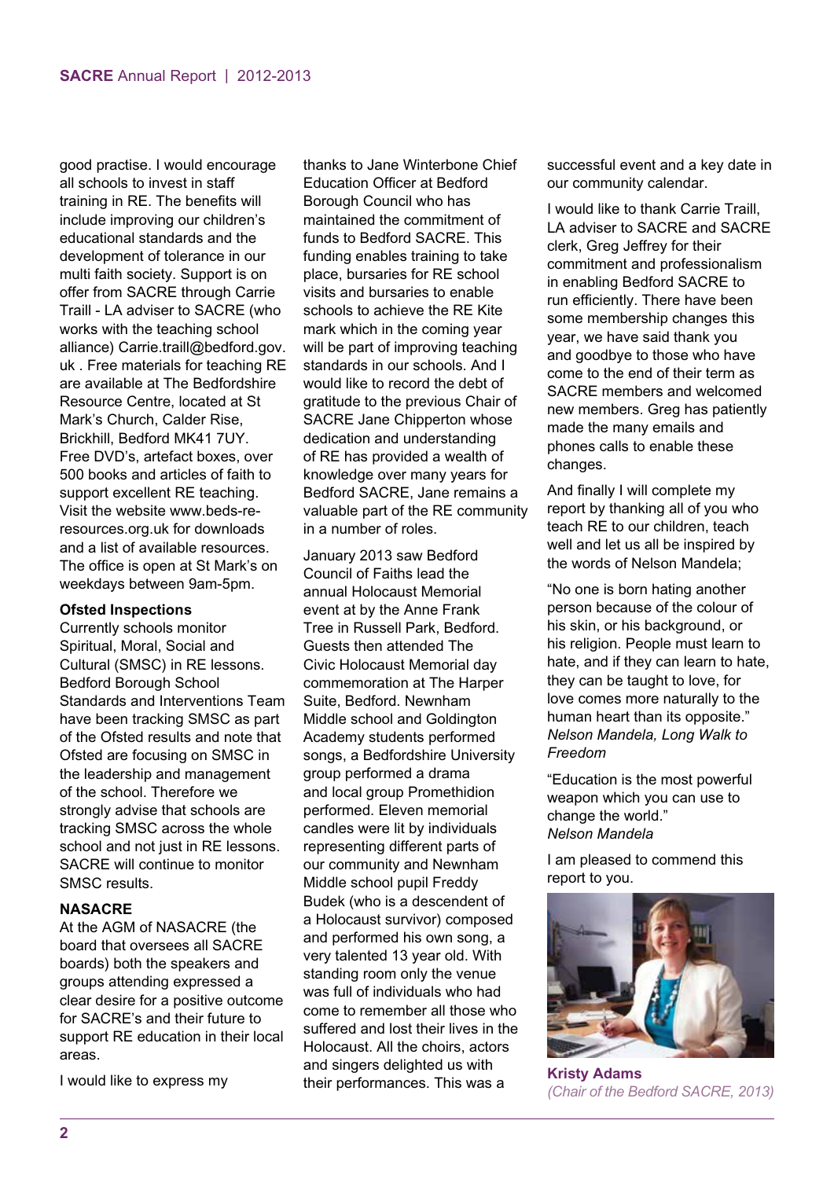good practise. I would encourage all schools to invest in staff training in RE. The benefits will include improving our children's educational standards and the development of tolerance in our multi faith society. Support is on offer from SACRE through Carrie Traill - LA adviser to SACRE (who works with the teaching school alliance) Carrie.traill@bedford.gov.uk . Free materials for teaching RE are available at The Bedfordshire Resource Centre, located at St Mark's Church, Calder Rise, Brickhill, Bedford MK41 7UY. Free DVD's, artefact boxes, over 500 books and articles of faith to support excellent RE teaching. Visit the website www.beds-re-resources.org.uk for downloads and a list of available resources. The office is open at St Mark's on weekdays between 9am-5pm.

**Ofsted Inspections**

Currently schools monitor Spiritual, Moral, Social and Cultural (SMSC) in RE lessons. Bedford Borough School Standards and Interventions Team have been tracking SMSC as part of the Ofsted results and note that Ofsted are focusing on SMSC in the leadership and management of the school. Therefore we strongly advise that schools are tracking SMSC across the whole school and not just in RE lessons. SACRE will continue to monitor SMSC results.

**NASACRE**

At the AGM of NASACRE (the board that oversees all SACRE boards) both the speakers and groups attending expressed a clear desire for a positive outcome for SACRE's and their future to support RE education in their local areas.

I would like to express my thanks to Jane Winterbone Chief Education Officer at Bedford Borough Council who has maintained the commitment of funds to Bedford SACRE. This funding enables training to take place, bursaries for RE school visits and bursaries to enable schools to achieve the RE Kite mark which in the coming year will be part of improving teaching standards in our schools. And I would like to record the debt of gratitude to the previous Chair of SACRE Jane Chipperton whose dedication and understanding of RE has provided a wealth of knowledge over many years for Bedford SACRE, Jane remains a valuable part of the RE community in a number of roles.

January 2013 saw Bedford Council of Faiths lead the annual Holocaust Memorial event at by the Anne Frank Tree in Russell Park, Bedford. Guests then attended The Civic Holocaust Memorial day commemoration at The Harper Suite, Bedford. Newnham Middle school and Goldington Academy students performed songs, a Bedfordshire University group performed a drama and local group Promethidion performed. Eleven memorial candles were lit by individuals representing different parts of our community and Newnham Middle school pupil Freddy Budek (who is a descendent of a Holocaust survivor) composed and performed his own song, a very talented 13 year old. With standing room only the venue was full of individuals who had come to remember all those who suffered and lost their lives in the Holocaust. All the choirs, actors and singers delighted us with their performances. This was a successful event and a key date in our community calendar.

I would like to thank Carrie Traill, LA adviser to SACRE and SACRE clerk, Greg Jeffrey for their commitment and professionalism in enabling Bedford SACRE to run efficiently. There have been some membership changes this year, we have said thank you and goodbye to those who have come to the end of their term as SACRE members and welcomed new members. Greg has patiently made the many emails and phones calls to enable these changes.

And finally I will complete my report by thanking all of you who teach RE to our children, teach well and let us all be inspired by the words of Nelson Mandela;

"No one is born hating another person because of the colour of his skin, or his background, or his religion. People must learn to hate, and if they can learn to hate, they can be taught to love, for love comes more naturally to the human heart than its opposite."
*Nelson Mandela, Long Walk to Freedom*

"Education is the most powerful weapon which you can use to change the world."
*Nelson Mandela*

I am pleased to commend this report to you.

**Kristy Adams**
*(Chair of the Bedford SACRE, 2013)*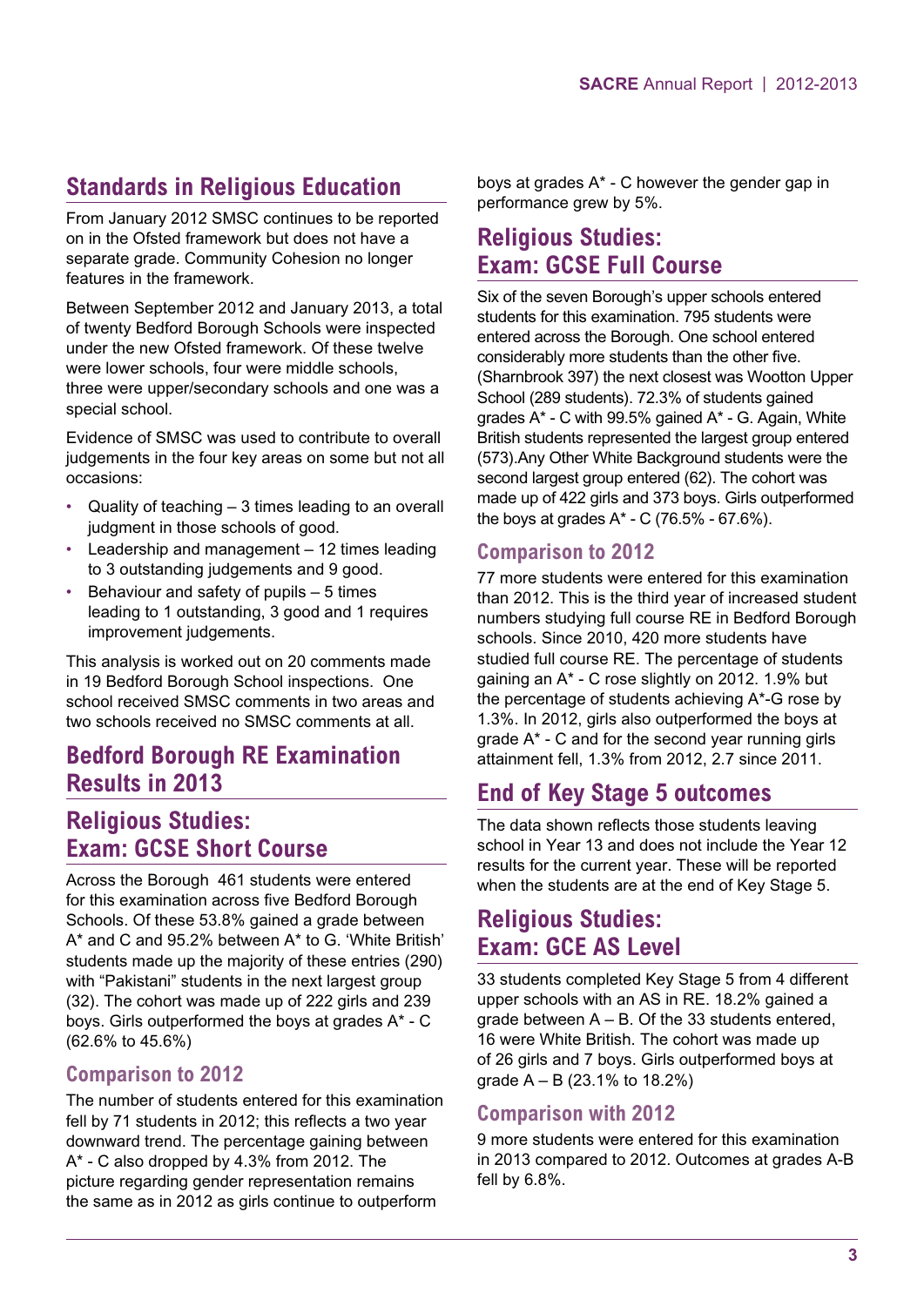## Standards in Religious Education

From January 2012 SMSC continues to be reported on in the Ofsted framework but does not have a separate grade. Community Cohesion no longer features in the framework.

Between September 2012 and January 2013, a total of twenty Bedford Borough Schools were inspected under the new Ofsted framework. Of these twelve were lower schools, four were middle schools, three were upper/secondary schools and one was a special school.

Evidence of SMSC was used to contribute to overall judgements in the four key areas on some but not all occasions:

- Quality of teaching – 3 times leading to an overall judgment in those schools of good.
- Leadership and management – 12 times leading to 3 outstanding judgements and 9 good.
- Behaviour and safety of pupils – 5 times leading to 1 outstanding, 3 good and 1 requires improvement judgements.

This analysis is worked out on 20 comments made in 19 Bedford Borough School inspections. One school received SMSC comments in two areas and two schools received no SMSC comments at all.

## Bedford Borough RE Examination Results in 2013

## Religious Studies: Exam: GCSE Short Course

Across the Borough 461 students were entered for this examination across five Bedford Borough Schools. Of these 53.8% gained a grade between A* and C and 95.2% between A* to G. 'White British' students made up the majority of these entries (290) with "Pakistani" students in the next largest group (32). The cohort was made up of 222 girls and 239 boys. Girls outperformed the boys at grades A* - C (62.6% to 45.6%)

### Comparison to 2012

The number of students entered for this examination fell by 71 students in 2012; this reflects a two year downward trend. The percentage gaining between A* - C also dropped by 4.3% from 2012. The picture regarding gender representation remains the same as in 2012 as girls continue to outperform boys at grades A* - C however the gender gap in performance grew by 5%.

## Religious Studies: Exam: GCSE Full Course

Six of the seven Borough's upper schools entered students for this examination. 795 students were entered across the Borough. One school entered considerably more students than the other five. (Sharnbrook 397) the next closest was Wootton Upper School (289 students). 72.3% of students gained grades A* - C with 99.5% gained A* - G. Again, White British students represented the largest group entered (573).Any Other White Background students were the second largest group entered (62). The cohort was made up of 422 girls and 373 boys. Girls outperformed the boys at grades A* - C (76.5% - 67.6%).

### Comparison to 2012

77 more students were entered for this examination than 2012. This is the third year of increased student numbers studying full course RE in Bedford Borough schools. Since 2010, 420 more students have studied full course RE. The percentage of students gaining an A* - C rose slightly on 2012. 1.9% but the percentage of students achieving A*-G rose by 1.3%. In 2012, girls also outperformed the boys at grade A* - C and for the second year running girls attainment fell, 1.3% from 2012, 2.7 since 2011.

## End of Key Stage 5 outcomes

The data shown reflects those students leaving school in Year 13 and does not include the Year 12 results for the current year. These will be reported when the students are at the end of Key Stage 5.

## Religious Studies: Exam: GCE AS Level

33 students completed Key Stage 5 from 4 different upper schools with an AS in RE. 18.2% gained a grade between A – B. Of the 33 students entered, 16 were White British. The cohort was made up of 26 girls and 7 boys. Girls outperformed boys at grade A – B (23.1% to 18.2%)

### Comparison with 2012

9 more students were entered for this examination in 2013 compared to 2012. Outcomes at grades A-B fell by 6.8%.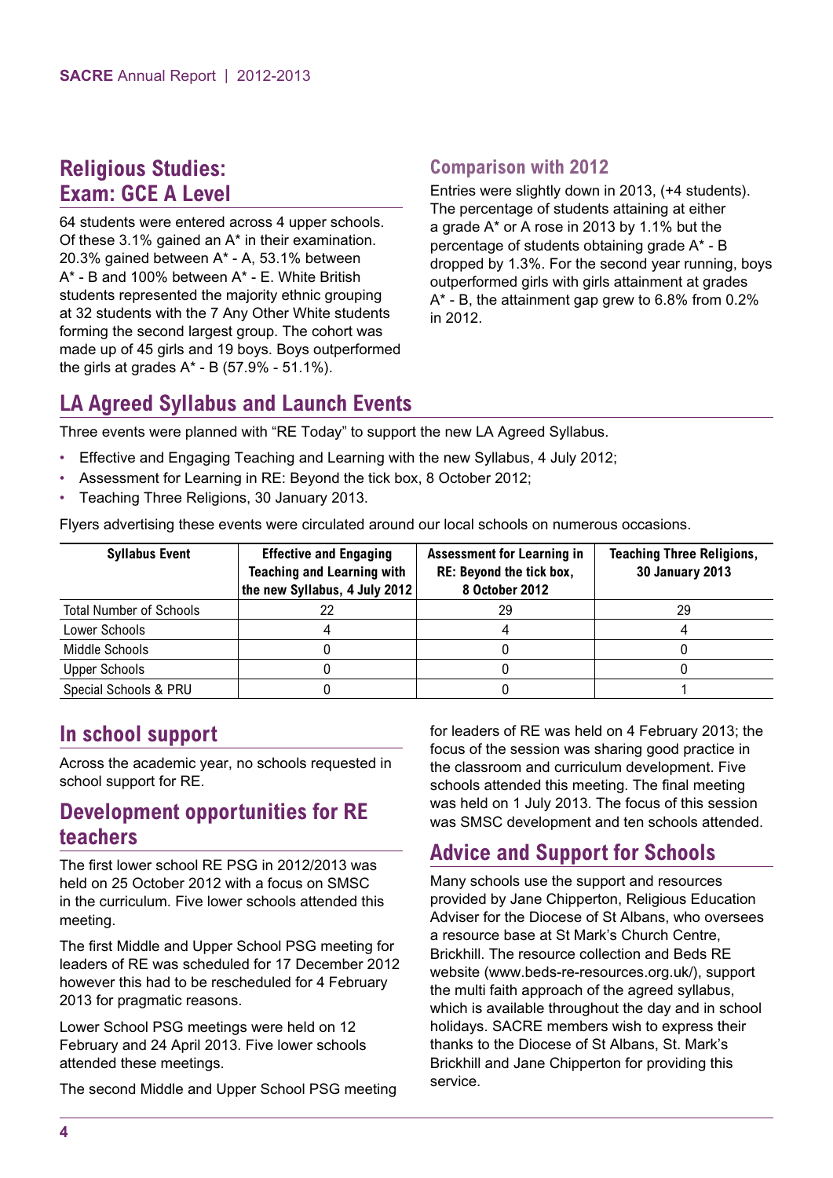## Religious Studies: Exam: GCE A Level

64 students were entered across 4 upper schools. Of these 3.1% gained an A* in their examination. 20.3% gained between A* - A, 53.1% between A* - B and 100% between A* - E. White British students represented the majority ethnic grouping at 32 students with the 7 Any Other White students forming the second largest group. The cohort was made up of 45 girls and 19 boys. Boys outperformed the girls at grades A* - B (57.9% - 51.1%).

### Comparison with 2012

Entries were slightly down in 2013, (+4 students). The percentage of students attaining at either a grade A* or A rose in 2013 by 1.1% but the percentage of students obtaining grade A* - B dropped by 1.3%. For the second year running, boys outperformed girls with girls attainment at grades A* - B, the attainment gap grew to 6.8% from 0.2% in 2012.

## LA Agreed Syllabus and Launch Events

Three events were planned with "RE Today" to support the new LA Agreed Syllabus.

- Effective and Engaging Teaching and Learning with the new Syllabus, 4 July 2012;
- Assessment for Learning in RE: Beyond the tick box, 8 October 2012;
- Teaching Three Religions, 30 January 2013.

Flyers advertising these events were circulated around our local schools on numerous occasions.

| Syllabus Event | Effective and Engaging Teaching and Learning with the new Syllabus, 4 July 2012 | Assessment for Learning in RE: Beyond the tick box, 8 October 2012 | Teaching Three Religions, 30 January 2013 |
|---|---|---|---|
| Total Number of Schools | 22 | 29 | 29 |
| Lower Schools | 4 | 4 | 4 |
| Middle Schools | 0 | 0 | 0 |
| Upper Schools | 0 | 0 | 0 |
| Special Schools & PRU | 0 | 0 | 1 |

## In school support

Across the academic year, no schools requested in school support for RE.

## Development opportunities for RE teachers

The first lower school RE PSG in 2012/2013 was held on 25 October 2012 with a focus on SMSC in the curriculum. Five lower schools attended this meeting.

The first Middle and Upper School PSG meeting for leaders of RE was scheduled for 17 December 2012 however this had to be rescheduled for 4 February 2013 for pragmatic reasons.

Lower School PSG meetings were held on 12 February and 24 April 2013. Five lower schools attended these meetings.

The second Middle and Upper School PSG meeting for leaders of RE was held on 4 February 2013; the focus of the session was sharing good practice in the classroom and curriculum development. Five schools attended this meeting. The final meeting was held on 1 July 2013. The focus of this session was SMSC development and ten schools attended.

## Advice and Support for Schools

Many schools use the support and resources provided by Jane Chipperton, Religious Education Adviser for the Diocese of St Albans, who oversees a resource base at St Mark's Church Centre, Brickhill. The resource collection and Beds RE website (www.beds-re-resources.org.uk/), support the multi faith approach of the agreed syllabus, which is available throughout the day and in school holidays. SACRE members wish to express their thanks to the Diocese of St Albans, St. Mark's Brickhill and Jane Chipperton for providing this service.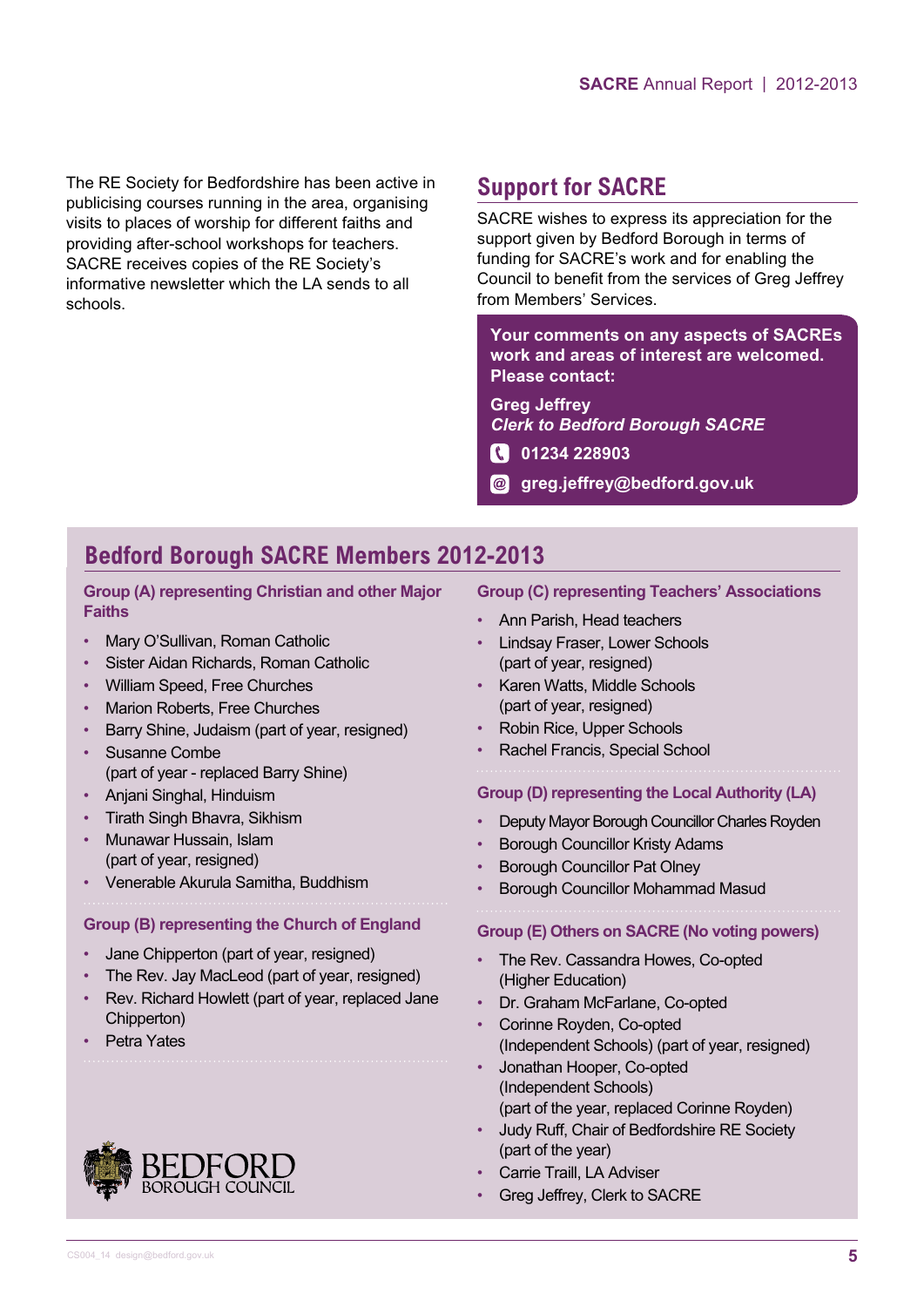The RE Society for Bedfordshire has been active in publicising courses running in the area, organising visits to places of worship for different faiths and providing after-school workshops for teachers. SACRE receives copies of the RE Society's informative newsletter which the LA sends to all schools.

## Support for SACRE

SACRE wishes to express its appreciation for the support given by Bedford Borough in terms of funding for SACRE's work and for enabling the Council to benefit from the services of Greg Jeffrey from Members' Services.

**Your comments on any aspects of SACREs work and areas of interest are welcomed. Please contact:**

**Greg Jeffrey**
***Clerk to Bedford Borough SACRE***

**01234 228903**

**greg.jeffrey@bedford.gov.uk**

## Bedford Borough SACRE Members 2012-2013

### Group (A) representing Christian and other Major Faiths

- Mary O'Sullivan, Roman Catholic
- Sister Aidan Richards, Roman Catholic
- William Speed, Free Churches
- Marion Roberts, Free Churches
- Barry Shine, Judaism (part of year, resigned)
- Susanne Combe (part of year - replaced Barry Shine)
- Anjani Singhal, Hinduism
- Tirath Singh Bhavra, Sikhism
- Munawar Hussain, Islam (part of year, resigned)
- Venerable Akurula Samitha, Buddhism

### Group (B) representing the Church of England

- Jane Chipperton (part of year, resigned)
- The Rev. Jay MacLeod (part of year, resigned)
- Rev. Richard Howlett (part of year, replaced Jane Chipperton)
- Petra Yates

### Group (C) representing Teachers' Associations

- Ann Parish, Head teachers
- Lindsay Fraser, Lower Schools (part of year, resigned)
- Karen Watts, Middle Schools (part of year, resigned)
- Robin Rice, Upper Schools
- Rachel Francis, Special School

### Group (D) representing the Local Authority (LA)

- Deputy Mayor Borough Councillor Charles Royden
- Borough Councillor Kristy Adams
- Borough Councillor Pat Olney
- Borough Councillor Mohammad Masud

### Group (E) Others on SACRE (No voting powers)

- The Rev. Cassandra Howes, Co-opted (Higher Education)
- Dr. Graham McFarlane, Co-opted
- Corinne Royden, Co-opted (Independent Schools) (part of year, resigned)
- Jonathan Hooper, Co-opted (Independent Schools) (part of the year, replaced Corinne Royden)
- Judy Ruff, Chair of Bedfordshire RE Society (part of the year)
- Carrie Traill, LA Adviser
- Greg Jeffrey, Clerk to SACRE

BEDFORD BOROUGH COUNCIL

CS004_14 design@bedford.gov.uk